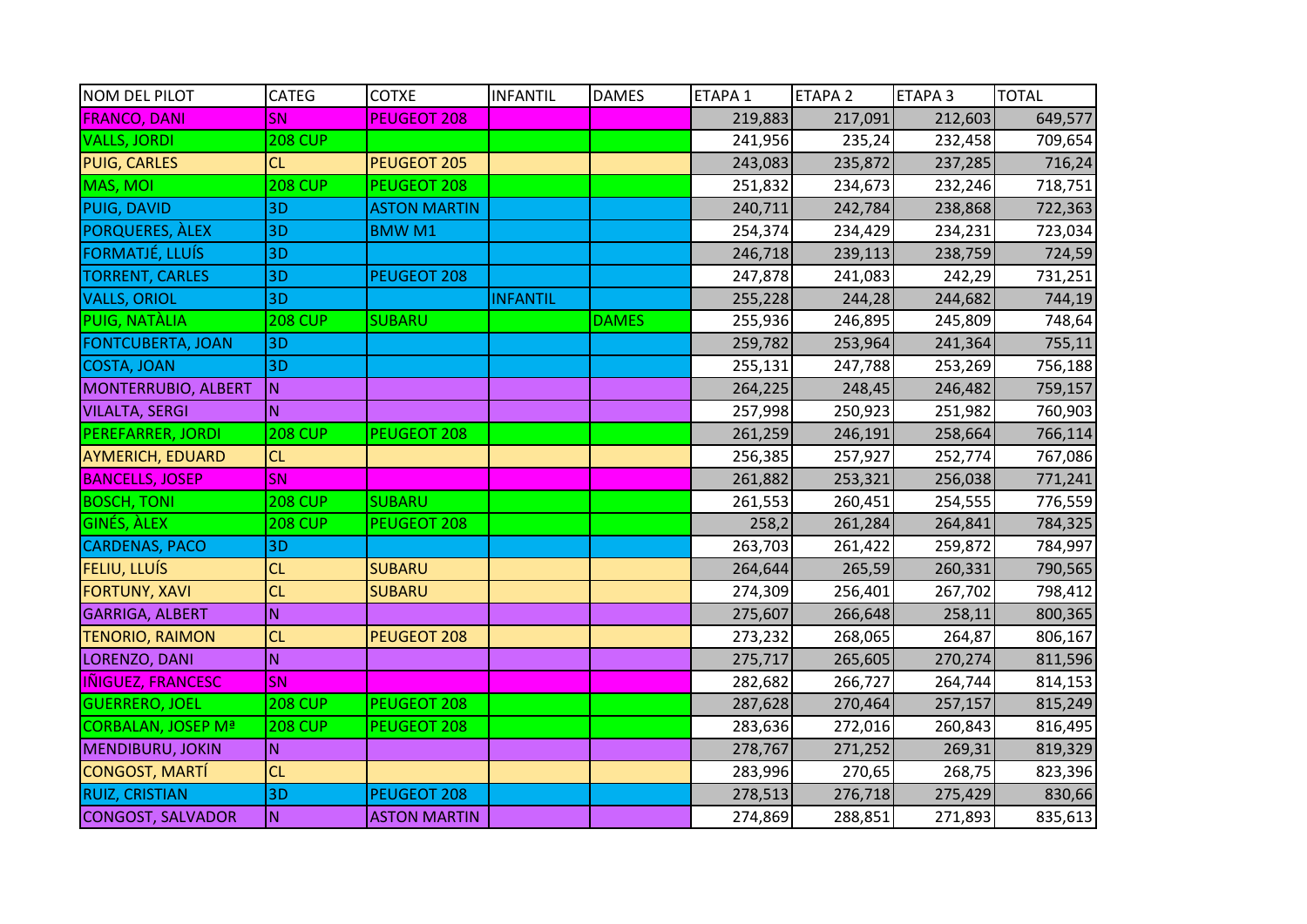| NOM DEL PILOT | CATEG | COTXE | INFANTIL | DAMES | ETAPA 1 | ETAPA 2 | ETAPA 3 | TOTAL |
|---|---|---|---|---|---|---|---|---|
| FRANCO, DANI | SN | PEUGEOT 208 | | | 219,883 | 217,091 | 212,603 | 649,577 |
| VALLS, JORDI | 208 CUP | | | | 241,956 | 235,24 | 232,458 | 709,654 |
| PUIG, CARLES | CL | PEUGEOT 205 | | | 243,083 | 235,872 | 237,285 | 716,24 |
| MAS, MOI | 208 CUP | PEUGEOT 208 | | | 251,832 | 234,673 | 232,246 | 718,751 |
| PUIG, DAVID | 3D | ASTON MARTIN | | | 240,711 | 242,784 | 238,868 | 722,363 |
| PORQUERES, ÀLEX | 3D | BMW M1 | | | 254,374 | 234,429 | 234,231 | 723,034 |
| FORMATJÉ, LLUÍS | 3D | | | | 246,718 | 239,113 | 238,759 | 724,59 |
| TORRENT, CARLES | 3D | PEUGEOT 208 | | | 247,878 | 241,083 | 242,29 | 731,251 |
| VALLS, ORIOL | 3D | | INFANTIL | | 255,228 | 244,28 | 244,682 | 744,19 |
| PUIG, NATÀLIA | 208 CUP | SUBARU | | DAMES | 255,936 | 246,895 | 245,809 | 748,64 |
| FONTCUBERTA, JOAN | 3D | | | | 259,782 | 253,964 | 241,364 | 755,11 |
| COSTA, JOAN | 3D | | | | 255,131 | 247,788 | 253,269 | 756,188 |
| MONTERRUBIO, ALBERT | N | | | | 264,225 | 248,45 | 246,482 | 759,157 |
| VILALTA, SERGI | N | | | | 257,998 | 250,923 | 251,982 | 760,903 |
| PEREFARRER, JORDI | 208 CUP | PEUGEOT 208 | | | 261,259 | 246,191 | 258,664 | 766,114 |
| AYMERICH, EDUARD | CL | | | | 256,385 | 257,927 | 252,774 | 767,086 |
| BANCELLS, JOSEP | SN | | | | 261,882 | 253,321 | 256,038 | 771,241 |
| BOSCH, TONI | 208 CUP | SUBARU | | | 261,553 | 260,451 | 254,555 | 776,559 |
| GINÉS, ÀLEX | 208 CUP | PEUGEOT 208 | | | 258,2 | 261,284 | 264,841 | 784,325 |
| CARDENAS, PACO | 3D | | | | 263,703 | 261,422 | 259,872 | 784,997 |
| FELIU, LLUÍS | CL | SUBARU | | | 264,644 | 265,59 | 260,331 | 790,565 |
| FORTUNY, XAVI | CL | SUBARU | | | 274,309 | 256,401 | 267,702 | 798,412 |
| GARRIGA, ALBERT | N | | | | 275,607 | 266,648 | 258,11 | 800,365 |
| TENORIO, RAIMON | CL | PEUGEOT 208 | | | 273,232 | 268,065 | 264,87 | 806,167 |
| LORENZO, DANI | N | | | | 275,717 | 265,605 | 270,274 | 811,596 |
| IÑIGUEZ, FRANCESC | SN | | | | 282,682 | 266,727 | 264,744 | 814,153 |
| GUERRERO, JOEL | 208 CUP | PEUGEOT 208 | | | 287,628 | 270,464 | 257,157 | 815,249 |
| CORBALAN, JOSEP Mª | 208 CUP | PEUGEOT 208 | | | 283,636 | 272,016 | 260,843 | 816,495 |
| MENDIBURU, JOKIN | N | | | | 278,767 | 271,252 | 269,31 | 819,329 |
| CONGOST, MARTÍ | CL | | | | 283,996 | 270,65 | 268,75 | 823,396 |
| RUIZ, CRISTIAN | 3D | PEUGEOT 208 | | | 278,513 | 276,718 | 275,429 | 830,66 |
| CONGOST, SALVADOR | N | ASTON MARTIN | | | 274,869 | 288,851 | 271,893 | 835,613 |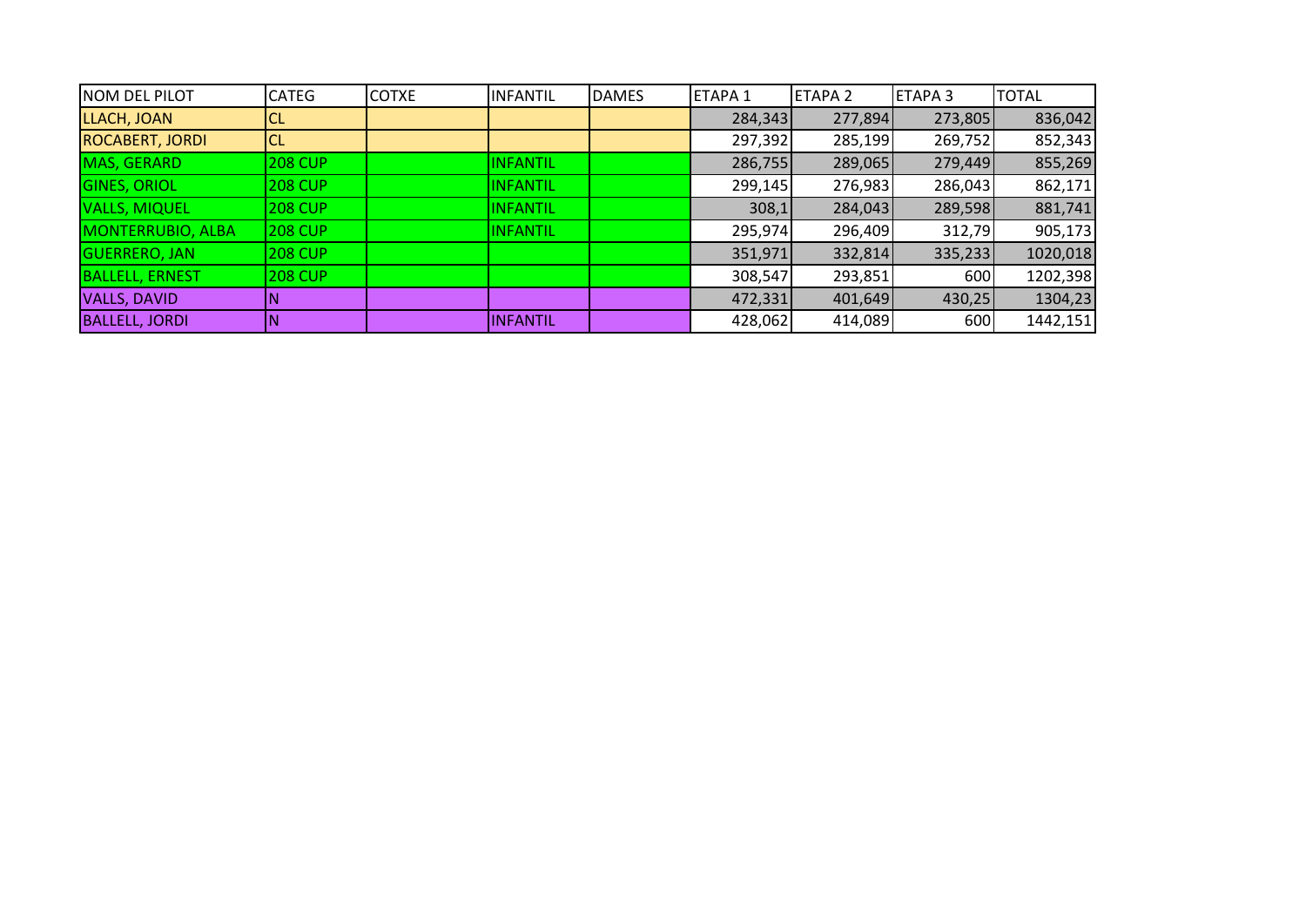| NOM DEL PILOT | CATEG | COTXE | INFANTIL | DAMES | ETAPA 1 | ETAPA 2 | ETAPA 3 | TOTAL |
|---|---|---|---|---|---|---|---|---|
| LLACH, JOAN | CL | | | | 284,343 | 277,894 | 273,805 | 836,042 |
| ROCABERT, JORDI | CL | | | | 297,392 | 285,199 | 269,752 | 852,343 |
| MAS, GERARD | 208 CUP | | INFANTIL | | 286,755 | 289,065 | 279,449 | 855,269 |
| GINES, ORIOL | 208 CUP | | INFANTIL | | 299,145 | 276,983 | 286,043 | 862,171 |
| VALLS, MIQUEL | 208 CUP | | INFANTIL | | 308,1 | 284,043 | 289,598 | 881,741 |
| MONTERRUBIO, ALBA | 208 CUP | | INFANTIL | | 295,974 | 296,409 | 312,79 | 905,173 |
| GUERRERO, JAN | 208 CUP | | | | 351,971 | 332,814 | 335,233 | 1020,018 |
| BALLELL, ERNEST | 208 CUP | | | | 308,547 | 293,851 | 600 | 1202,398 |
| VALLS, DAVID | N | | | | 472,331 | 401,649 | 430,25 | 1304,23 |
| BALLELL, JORDI | N | | INFANTIL | | 428,062 | 414,089 | 600 | 1442,151 |